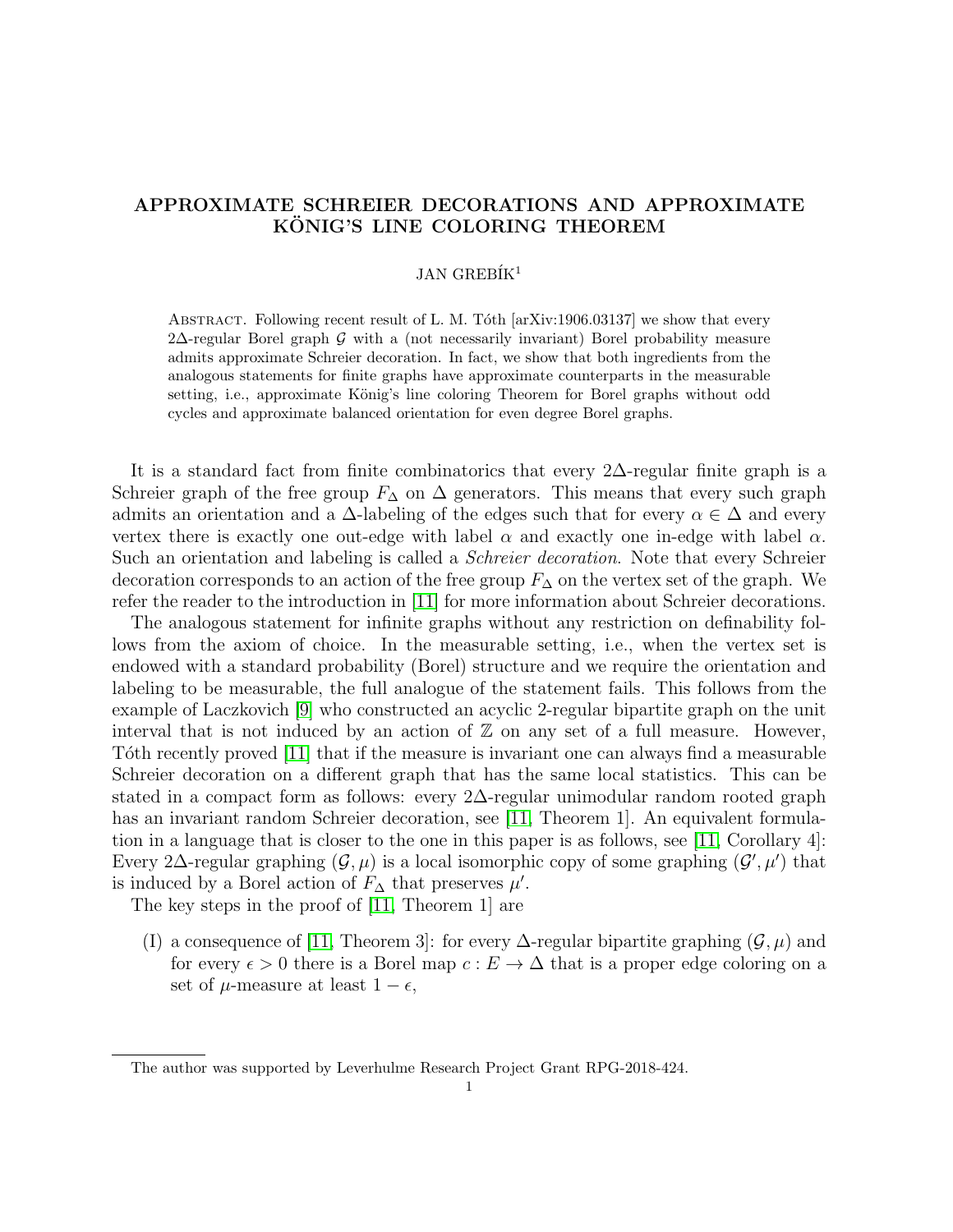# APPROXIMATE SCHREIER DECORATIONS AND APPROXIMATE KÖNIG'S LINE COLORING THEOREM

JAN GREBÍK[1]

Abstract. Following recent result of L. M. Tóth [arXiv:1906.03137] we show that every $2\Delta$-regular Borel graph $\mathcal{G}$ with a (not necessarily invariant) Borel probability measure admits approximate Schreier decoration. In fact, we show that both ingredients from the analogous statements for finite graphs have approximate counterparts in the measurable setting, i.e., approximate König's line coloring Theorem for Borel graphs without odd cycles and approximate balanced orientation for even degree Borel graphs.

It is a standard fact from finite combinatorics that every $2\Delta$-regular finite graph is a Schreier graph of the free group $F_\Delta$ on $\Delta$ generators. This means that every such graph admits an orientation and a $\Delta$-labeling of the edges such that for every $\alpha \in \Delta$ and every vertex there is exactly one out-edge with label $\alpha$ and exactly one in-edge with label $\alpha$. Such an orientation and labeling is called a *Schreier decoration*. Note that every Schreier decoration corresponds to an action of the free group $F_\Delta$ on the vertex set of the graph. We refer the reader to the introduction in [11] for more information about Schreier decorations.

The analogous statement for infinite graphs without any restriction on definability follows from the axiom of choice. In the measurable setting, i.e., when the vertex set is endowed with a standard probability (Borel) structure and we require the orientation and labeling to be measurable, the full analogue of the statement fails. This follows from the example of Laczkovich [9] who constructed an acyclic 2-regular bipartite graph on the unit interval that is not induced by an action of $\mathbb{Z}$ on any set of a full measure. However, Tóth recently proved [11] that if the measure is invariant one can always find a measurable Schreier decoration on a different graph that has the same local statistics. This can be stated in a compact form as follows: every $2\Delta$-regular unimodular random rooted graph has an invariant random Schreier decoration, see [11, Theorem 1]. An equivalent formulation in a language that is closer to the one in this paper is as follows, see [11, Corollary 4]: Every $2\Delta$-regular graphing $(\mathcal{G}, \mu)$ is a local isomorphic copy of some graphing $(\mathcal{G}', \mu')$ that is induced by a Borel action of $F_\Delta$ that preserves $\mu'$.

The key steps in the proof of [11, Theorem 1] are

(I) a consequence of [11, Theorem 3]: for every $\Delta$-regular bipartite graphing $(\mathcal{G}, \mu)$ and for every $\epsilon > 0$ there is a Borel map $c : E \to \Delta$ that is a proper edge coloring on a set of $\mu$-measure at least $1 - \epsilon$,

The author was supported by Leverhulme Research Project Grant RPG-2018-424.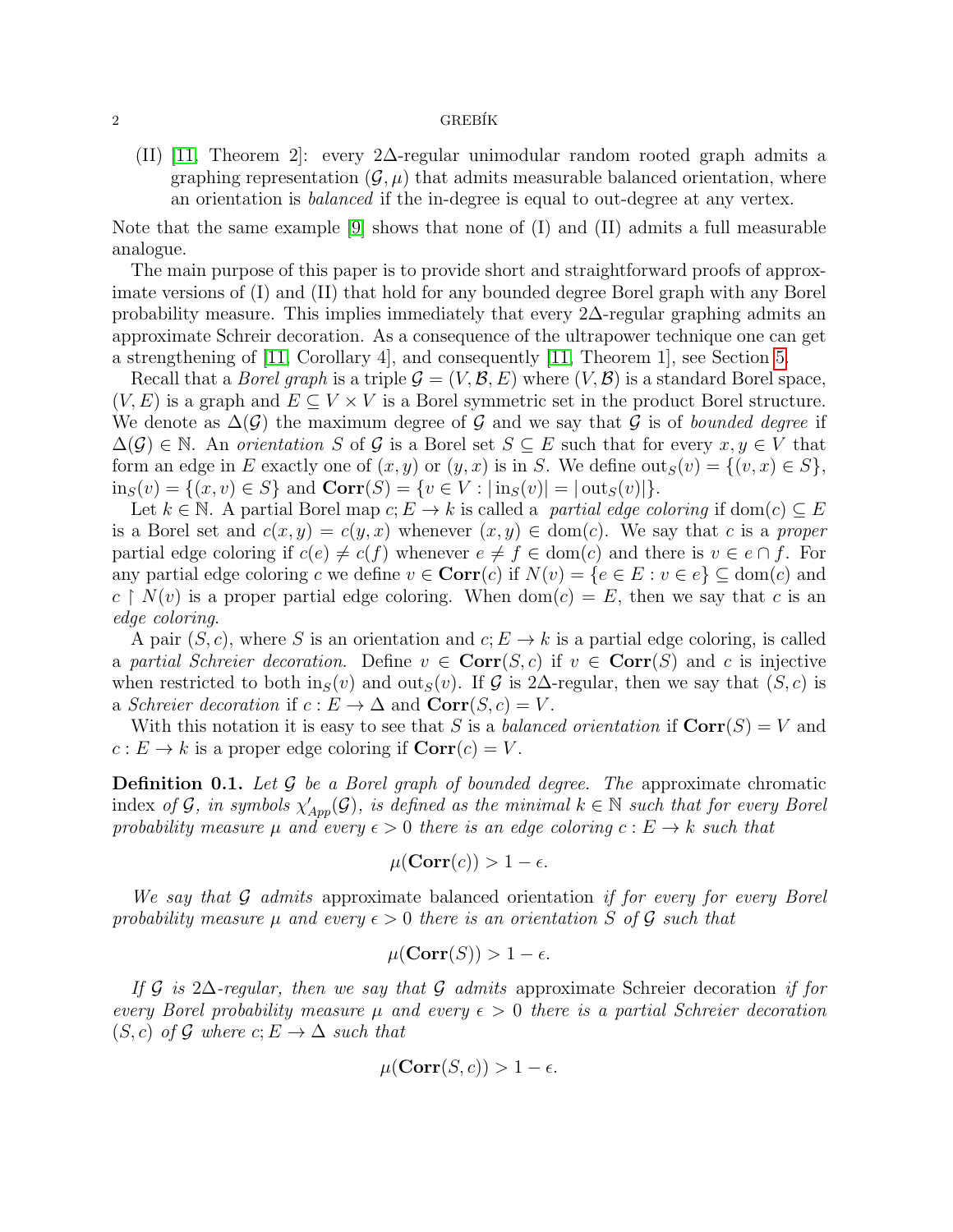(II) [11, Theorem 2]: every $2\Delta$-regular unimodular random rooted graph admits a graphing representation $(\mathcal{G}, \mu)$ that admits measurable balanced orientation, where an orientation is *balanced* if the in-degree is equal to out-degree at any vertex.

Note that the same example [9] shows that none of (I) and (II) admits a full measurable analogue.

The main purpose of this paper is to provide short and straightforward proofs of approximate versions of (I) and (II) that hold for any bounded degree Borel graph with any Borel probability measure. This implies immediately that every $2\Delta$-regular graphing admits an approximate Schreir decoration. As a consequence of the ultrapower technique one can get a strengthening of [11, Corollary 4], and consequently [11, Theorem 1], see Section 5.

Recall that a *Borel graph* is a triple $\mathcal{G} = (V, \mathcal{B}, E)$ where $(V, \mathcal{B})$ is a standard Borel space, $(V, E)$ is a graph and $E \subseteq V \times V$ is a Borel symmetric set in the product Borel structure. We denote as $\Delta(\mathcal{G})$ the maximum degree of $\mathcal{G}$ and we say that $\mathcal{G}$ is of *bounded degree* if $\Delta(\mathcal{G}) \in \mathbb{N}$. An *orientation* $S$ of $\mathcal{G}$ is a Borel set $S \subseteq E$ such that for every $x, y \in V$ that form an edge in $E$ exactly one of $(x, y)$ or $(y, x)$ is in $S$. We define $\operatorname{out}_S(v) = \{(v, x) \in S\}$, $\operatorname{in}_S(v) = \{(x, v) \in S\}$ and $\mathbf{Corr}(S) = \{v \in V : |\operatorname{in}_S(v)| = |\operatorname{out}_S(v)|\}$.

Let $k \in \mathbb{N}$. A partial Borel map $c; E \to k$ is called a *partial edge coloring* if $\operatorname{dom}(c) \subseteq E$ is a Borel set and $c(x, y) = c(y, x)$ whenever $(x, y) \in \operatorname{dom}(c)$. We say that $c$ is a *proper* partial edge coloring if $c(e) \neq c(f)$ whenever $e \neq f \in \operatorname{dom}(c)$ and there is $v \in e \cap f$. For any partial edge coloring $c$ we define $v \in \mathbf{Corr}(c)$ if $N(v) = \{e \in E : v \in e\} \subseteq \operatorname{dom}(c)$ and $c \restriction N(v)$ is a proper partial edge coloring. When $\operatorname{dom}(c) = E$, then we say that $c$ is an *edge coloring*.

A pair $(S, c)$, where $S$ is an orientation and $c; E \to k$ is a partial edge coloring, is called a *partial Schreier decoration*. Define $v \in \mathbf{Corr}(S, c)$ if $v \in \mathbf{Corr}(S)$ and $c$ is injective when restricted to both $\operatorname{in}_S(v)$ and $\operatorname{out}_S(v)$. If $\mathcal{G}$ is $2\Delta$-regular, then we say that $(S, c)$ is a *Schreier decoration* if $c : E \to \Delta$ and $\mathbf{Corr}(S, c) = V$.

With this notation it is easy to see that $S$ is a *balanced orientation* if $\mathbf{Corr}(S) = V$ and $c : E \to k$ is a proper edge coloring if $\mathbf{Corr}(c) = V$.

**Definition 0.1.** *Let $\mathcal{G}$ be a Borel graph of bounded degree. The* approximate chromatic index *of $\mathcal{G}$, in symbols $\chi'_{App}(\mathcal{G})$, is defined as the minimal $k \in \mathbb{N}$ such that for every Borel probability measure $\mu$ and every $\epsilon > 0$ there is an edge coloring $c : E \to k$ such that*

$$\mu(\mathbf{Corr}(c)) > 1 - \epsilon.$$

*We say that $\mathcal{G}$ admits* approximate balanced orientation *if for every for every Borel probability measure $\mu$ and every $\epsilon > 0$ there is an orientation $S$ of $\mathcal{G}$ such that*

$$\mu(\mathbf{Corr}(S)) > 1 - \epsilon.$$

*If $\mathcal{G}$ is $2\Delta$-regular, then we say that $\mathcal{G}$ admits* approximate Schreier decoration *if for every Borel probability measure $\mu$ and every $\epsilon > 0$ there is a partial Schreier decoration $(S, c)$ of $\mathcal{G}$ where $c; E \to \Delta$ such that*

$$\mu(\mathbf{Corr}(S, c)) > 1 - \epsilon.$$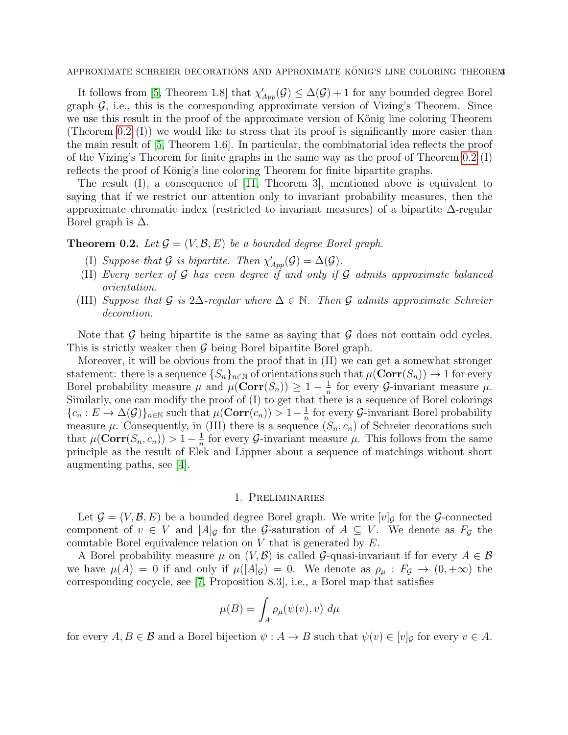It follows from [5, Theorem 1.8] that $\chi'_{App}(\mathcal{G}) \leq \Delta(\mathcal{G}) + 1$ for any bounded degree Borel graph $\mathcal{G}$, i.e., this is the corresponding approximate version of Vizing's Theorem. Since we use this result in the proof of the approximate version of König line coloring Theorem (Theorem 0.2 (I)) we would like to stress that its proof is significantly more easier than the main result of [5, Theorem 1.6]. In particular, the combinatorial idea reflects the proof of the Vizing's Theorem for finite graphs in the same way as the proof of Theorem 0.2 (I) reflects the proof of König's line coloring Theorem for finite bipartite graphs.

The result (I), a consequence of [11, Theorem 3], mentioned above is equivalent to saying that if we restrict our attention only to invariant probability measures, then the approximate chromatic index (restricted to invariant measures) of a bipartite $\Delta$-regular Borel graph is $\Delta$.

**Theorem 0.2.** *Let $\mathcal{G} = (V, \mathcal{B}, E)$ be a bounded degree Borel graph.*

- (I) *Suppose that $\mathcal{G}$ is bipartite. Then $\chi'_{App}(\mathcal{G}) = \Delta(\mathcal{G})$.*
- (II) *Every vertex of $\mathcal{G}$ has even degree if and only if $\mathcal{G}$ admits approximate balanced orientation.*
- (III) *Suppose that $\mathcal{G}$ is $2\Delta$-regular where $\Delta \in \mathbb{N}$. Then $\mathcal{G}$ admits approximate Schreier decoration.*

Note that $\mathcal{G}$ being bipartite is the same as saying that $\mathcal{G}$ does not contain odd cycles. This is strictly weaker then $\mathcal{G}$ being Borel bipartite Borel graph.

Moreover, it will be obvious from the proof that in (II) we can get a somewhat stronger statement: there is a sequence $\{S_n\}_{n\in\mathbb{N}}$ of orientations such that $\mu(\mathbf{Corr}(S_n)) \to 1$ for every Borel probability measure $\mu$ and $\mu(\mathbf{Corr}(S_n)) \geq 1 - \frac{1}{n}$ for every $\mathcal{G}$-invariant measure $\mu$. Similarly, one can modify the proof of (I) to get that there is a sequence of Borel colorings $\{c_n : E \to \Delta(\mathcal{G})\}_{n\in\mathbb{N}}$ such that $\mu(\mathbf{Corr}(c_n)) > 1 - \frac{1}{n}$ for every $\mathcal{G}$-invariant Borel probability measure $\mu$. Consequently, in (III) there is a sequence $(S_n, c_n)$ of Schreier decorations such that $\mu(\mathbf{Corr}(S_n, c_n)) > 1 - \frac{1}{n}$ for every $\mathcal{G}$-invariant measure $\mu$. This follows from the same principle as the result of Elek and Lippner about a sequence of matchings without short augmenting paths, see [4].

## 1. Preliminaries

Let $\mathcal{G} = (V, \mathcal{B}, E)$ be a bounded degree Borel graph. We write $[v]_{\mathcal{G}}$ for the $\mathcal{G}$-connected component of $v \in V$ and $[A]_{\mathcal{G}}$ for the $\mathcal{G}$-saturation of $A \subseteq V$. We denote as $F_{\mathcal{G}}$ the countable Borel equivalence relation on $V$ that is generated by $E$.

A Borel probability measure $\mu$ on $(V, \mathcal{B})$ is called $\mathcal{G}$-quasi-invariant if for every $A \in \mathcal{B}$ we have $\mu(A) = 0$ if and only if $\mu([A]_{\mathcal{G}}) = 0$. We denote as $\rho_\mu : F_{\mathcal{G}} \to (0, +\infty)$ the corresponding cocycle, see [7, Proposition 8.3], i.e., a Borel map that satisfies

$$\mu(B) = \int_A \rho_\mu(\psi(v), v) \; d\mu$$

for every $A, B \in \mathcal{B}$ and a Borel bijection $\psi : A \to B$ such that $\psi(v) \in [v]_{\mathcal{G}}$ for every $v \in A$.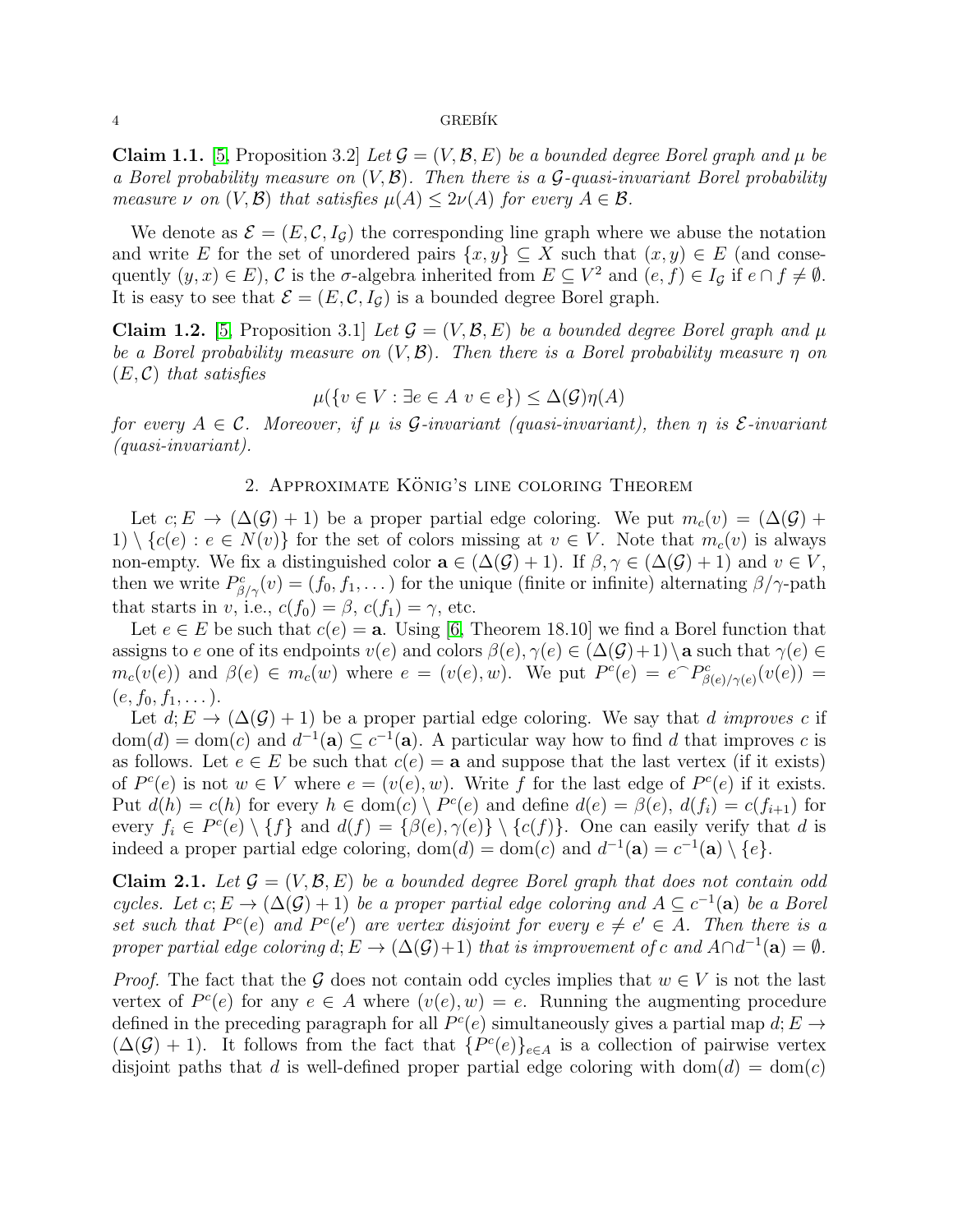**Claim 1.1.** [5, Proposition 3.2] *Let $\mathcal{G} = (V, \mathcal{B}, E)$ be a bounded degree Borel graph and $\mu$ be a Borel probability measure on $(V, \mathcal{B})$. Then there is a $\mathcal{G}$-quasi-invariant Borel probability measure $\nu$ on $(V, \mathcal{B})$ that satisfies $\mu(A) \leq 2\nu(A)$ for every $A \in \mathcal{B}$.*

We denote as $\mathcal{E} = (E, \mathcal{C}, I_{\mathcal{G}})$ the corresponding line graph where we abuse the notation and write $E$ for the set of unordered pairs $\{x, y\} \subseteq X$ such that $(x, y) \in E$ (and consequently $(y, x) \in E$), $\mathcal{C}$ is the $\sigma$-algebra inherited from $E \subseteq V^2$ and $(e, f) \in I_{\mathcal{G}}$ if $e \cap f \neq \emptyset$. It is easy to see that $\mathcal{E} = (E, \mathcal{C}, I_{\mathcal{G}})$ is a bounded degree Borel graph.

**Claim 1.2.** [5, Proposition 3.1] *Let $\mathcal{G} = (V, \mathcal{B}, E)$ be a bounded degree Borel graph and $\mu$ be a Borel probability measure on $(V, \mathcal{B})$. Then there is a Borel probability measure $\eta$ on $(E, \mathcal{C})$ that satisfies*

$$\mu(\{v \in V : \exists e \in A \ v \in e\}) \leq \Delta(\mathcal{G})\eta(A)$$

*for every $A \in \mathcal{C}$. Moreover, if $\mu$ is $\mathcal{G}$-invariant (quasi-invariant), then $\eta$ is $\mathcal{E}$-invariant (quasi-invariant).*

## 2. Approximate König's line coloring Theorem

Let $c; E \to (\Delta(\mathcal{G}) + 1)$ be a proper partial edge coloring. We put $m_c(v) = (\Delta(\mathcal{G}) + 1) \setminus \{c(e) : e \in N(v)\}$ for the set of colors missing at $v \in V$. Note that $m_c(v)$ is always non-empty. We fix a distinguished color $\mathbf{a} \in (\Delta(\mathcal{G}) + 1)$. If $\beta, \gamma \in (\Delta(\mathcal{G}) + 1)$ and $v \in V$, then we write $P^c_{\beta/\gamma}(v) = (f_0, f_1, \dots)$ for the unique (finite or infinite) alternating $\beta/\gamma$-path that starts in $v$, i.e., $c(f_0) = \beta$, $c(f_1) = \gamma$, etc.

Let $e \in E$ be such that $c(e) = \mathbf{a}$. Using [6, Theorem 18.10] we find a Borel function that assigns to $e$ one of its endpoints $v(e)$ and colors $\beta(e), \gamma(e) \in (\Delta(\mathcal{G})+1) \setminus \mathbf{a}$ such that $\gamma(e) \in m_c(v(e))$ and $\beta(e) \in m_c(w)$ where $e = (v(e), w)$. We put $P^c(e) = e^\frown P^c_{\beta(e)/\gamma(e)}(v(e)) = (e, f_0, f_1, \dots)$.

Let $d; E \to (\Delta(\mathcal{G}) + 1)$ be a proper partial edge coloring. We say that $d$ *improves* $c$ if $\operatorname{dom}(d) = \operatorname{dom}(c)$ and $d^{-1}(\mathbf{a}) \subseteq c^{-1}(\mathbf{a})$. A particular way how to find $d$ that improves $c$ is as follows. Let $e \in E$ be such that $c(e) = \mathbf{a}$ and suppose that the last vertex (if it exists) of $P^c(e)$ is not $w \in V$ where $e = (v(e), w)$. Write $f$ for the last edge of $P^c(e)$ if it exists. Put $d(h) = c(h)$ for every $h \in \operatorname{dom}(c) \setminus P^c(e)$ and define $d(e) = \beta(e)$, $d(f_i) = c(f_{i+1})$ for every $f_i \in P^c(e) \setminus \{f\}$ and $d(f) = \{\beta(e), \gamma(e)\} \setminus \{c(f)\}$. One can easily verify that $d$ is indeed a proper partial edge coloring, $\operatorname{dom}(d) = \operatorname{dom}(c)$ and $d^{-1}(\mathbf{a}) = c^{-1}(\mathbf{a}) \setminus \{e\}$.

**Claim 2.1.** *Let $\mathcal{G} = (V, \mathcal{B}, E)$ be a bounded degree Borel graph that does not contain odd cycles. Let $c; E \to (\Delta(\mathcal{G}) + 1)$ be a proper partial edge coloring and $A \subseteq c^{-1}(\mathbf{a})$ be a Borel set such that $P^c(e)$ and $P^c(e')$ are vertex disjoint for every $e \neq e' \in A$. Then there is a proper partial edge coloring $d; E \to (\Delta(\mathcal{G})+1)$ that is improvement of $c$ and $A \cap d^{-1}(\mathbf{a}) = \emptyset$.*

*Proof.* The fact that the $\mathcal{G}$ does not contain odd cycles implies that $w \in V$ is not the last vertex of $P^c(e)$ for any $e \in A$ where $(v(e), w) = e$. Running the augmenting procedure defined in the preceding paragraph for all $P^c(e)$ simultaneously gives a partial map $d; E \to (\Delta(\mathcal{G}) + 1)$. It follows from the fact that $\{P^c(e)\}_{e \in A}$ is a collection of pairwise vertex disjoint paths that $d$ is well-defined proper partial edge coloring with $\operatorname{dom}(d) = \operatorname{dom}(c)$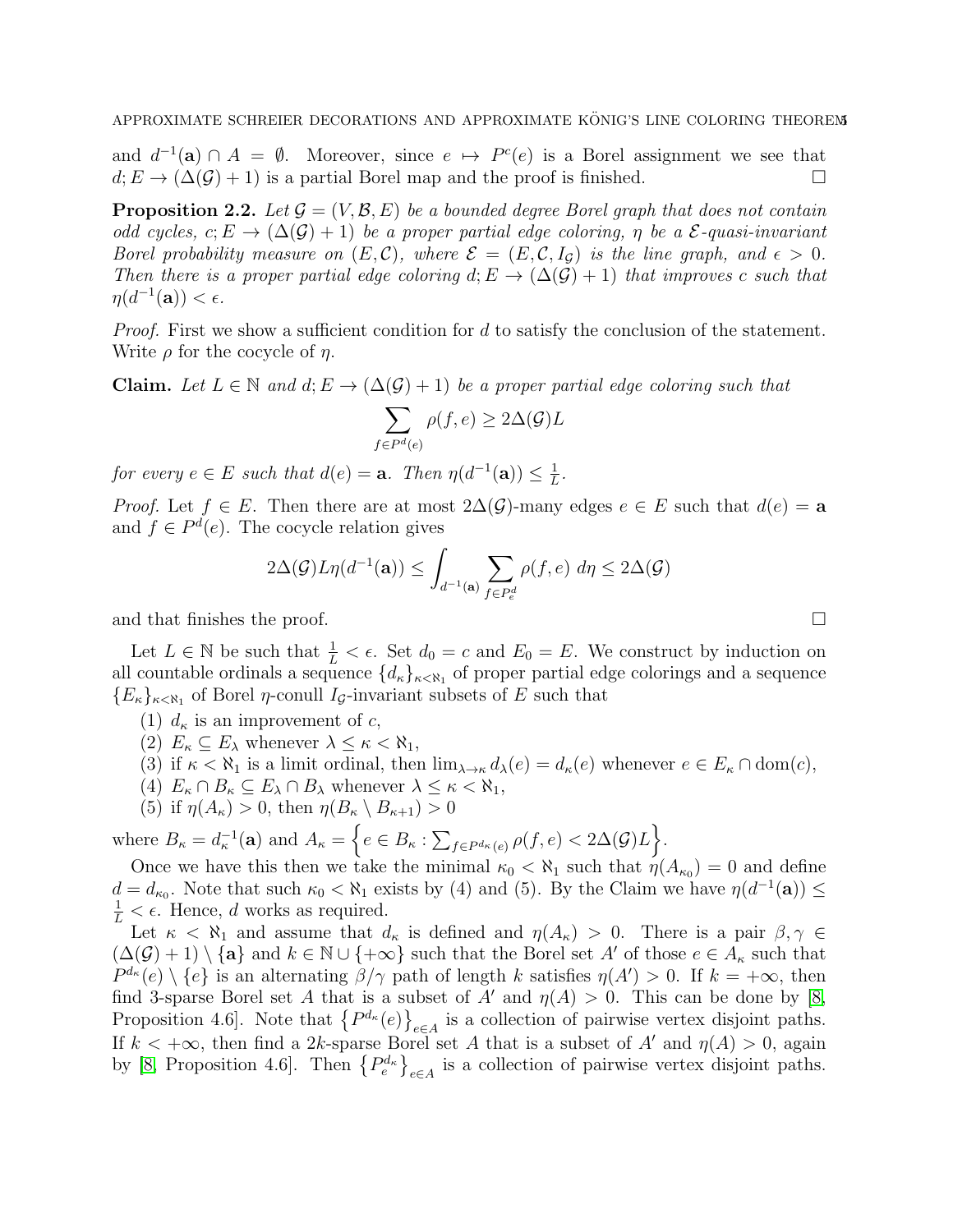and $d^{-1}(\mathbf{a}) \cap A = \emptyset$. Moreover, since $e \mapsto P^c(e)$ is a Borel assignment we see that $d; E \to (\Delta(\mathcal{G}) + 1)$ is a partial Borel map and the proof is finished. $\square$

**Proposition 2.2.** *Let $\mathcal{G} = (V, \mathcal{B}, E)$ be a bounded degree Borel graph that does not contain odd cycles, $c; E \to (\Delta(\mathcal{G}) + 1)$ be a proper partial edge coloring, $\eta$ be a $\mathcal{E}$-quasi-invariant Borel probability measure on $(E, \mathcal{C})$, where $\mathcal{E} = (E, \mathcal{C}, I_{\mathcal{G}})$ is the line graph, and $\epsilon > 0$. Then there is a proper partial edge coloring $d; E \to (\Delta(\mathcal{G}) + 1)$ that improves $c$ such that $\eta(d^{-1}(\mathbf{a})) < \epsilon$.*

*Proof.* First we show a sufficient condition for $d$ to satisfy the conclusion of the statement. Write $\rho$ for the cocycle of $\eta$.

**Claim.** *Let $L \in \mathbb{N}$ and $d; E \to (\Delta(\mathcal{G}) + 1)$ be a proper partial edge coloring such that*

$$\sum_{f \in P^d(e)} \rho(f, e) \geq 2\Delta(\mathcal{G})L$$

*for every $e \in E$ such that $d(e) = \mathbf{a}$. Then $\eta(d^{-1}(\mathbf{a})) \leq \frac{1}{L}$.*

*Proof.* Let $f \in E$. Then there are at most $2\Delta(\mathcal{G})$-many edges $e \in E$ such that $d(e) = \mathbf{a}$ and $f \in P^d(e)$. The cocycle relation gives

$$2\Delta(\mathcal{G})L\eta(d^{-1}(\mathbf{a})) \leq \int_{d^{-1}(\mathbf{a})} \sum_{f \in P^d_e} \rho(f, e) \; d\eta \leq 2\Delta(\mathcal{G})$$

and that finishes the proof. $\square$

Let $L \in \mathbb{N}$ be such that $\frac{1}{L} < \epsilon$. Set $d_0 = c$ and $E_0 = E$. We construct by induction on all countable ordinals a sequence $\{d_\kappa\}_{\kappa < \aleph_1}$ of proper partial edge colorings and a sequence $\{E_\kappa\}_{\kappa < \aleph_1}$ of Borel $\eta$-conull $I_{\mathcal{G}}$-invariant subsets of $E$ such that

1. $d_\kappa$ is an improvement of $c$,
2. $E_\kappa \subseteq E_\lambda$ whenever $\lambda \leq \kappa < \aleph_1$,
3. if $\kappa < \aleph_1$ is a limit ordinal, then $\lim_{\lambda \to \kappa} d_\lambda(e) = d_\kappa(e)$ whenever $e \in E_\kappa \cap \operatorname{dom}(c)$,
4. $E_\kappa \cap B_\kappa \subseteq E_\lambda \cap B_\lambda$ whenever $\lambda \leq \kappa < \aleph_1$,
5. if $\eta(A_\kappa) > 0$, then $\eta(B_\kappa \setminus B_{\kappa+1}) > 0$

where $B_\kappa = d_\kappa^{-1}(\mathbf{a})$ and $A_\kappa = \left\{e \in B_\kappa : \sum_{f \in P^{d_\kappa}(e)} \rho(f, e) < 2\Delta(\mathcal{G})L\right\}$.

Once we have this then we take the minimal $\kappa_0 < \aleph_1$ such that $\eta(A_{\kappa_0}) = 0$ and define $d = d_{\kappa_0}$. Note that such $\kappa_0 < \aleph_1$ exists by (4) and (5). By the Claim we have $\eta(d^{-1}(\mathbf{a})) \leq \frac{1}{L} < \epsilon$. Hence, $d$ works as required.

Let $\kappa < \aleph_1$ and assume that $d_\kappa$ is defined and $\eta(A_\kappa) > 0$. There is a pair $\beta, \gamma \in (\Delta(\mathcal{G}) + 1) \setminus \{\mathbf{a}\}$ and $k \in \mathbb{N} \cup \{+\infty\}$ such that the Borel set $A'$ of those $e \in A_\kappa$ such that $P^{d_\kappa}(e) \setminus \{e\}$ is an alternating $\beta/\gamma$ path of length $k$ satisfies $\eta(A') > 0$. If $k = +\infty$, then find 3-sparse Borel set $A$ that is a subset of $A'$ and $\eta(A) > 0$. This can be done by [8, Proposition 4.6]. Note that $\left\{P^{d_\kappa}(e)\right\}_{e \in A}$ is a collection of pairwise vertex disjoint paths. If $k < +\infty$, then find a $2k$-sparse Borel set $A$ that is a subset of $A'$ and $\eta(A) > 0$, again by [8, Proposition 4.6]. Then $\left\{P^{d_\kappa}_e\right\}_{e \in A}$ is a collection of pairwise vertex disjoint paths.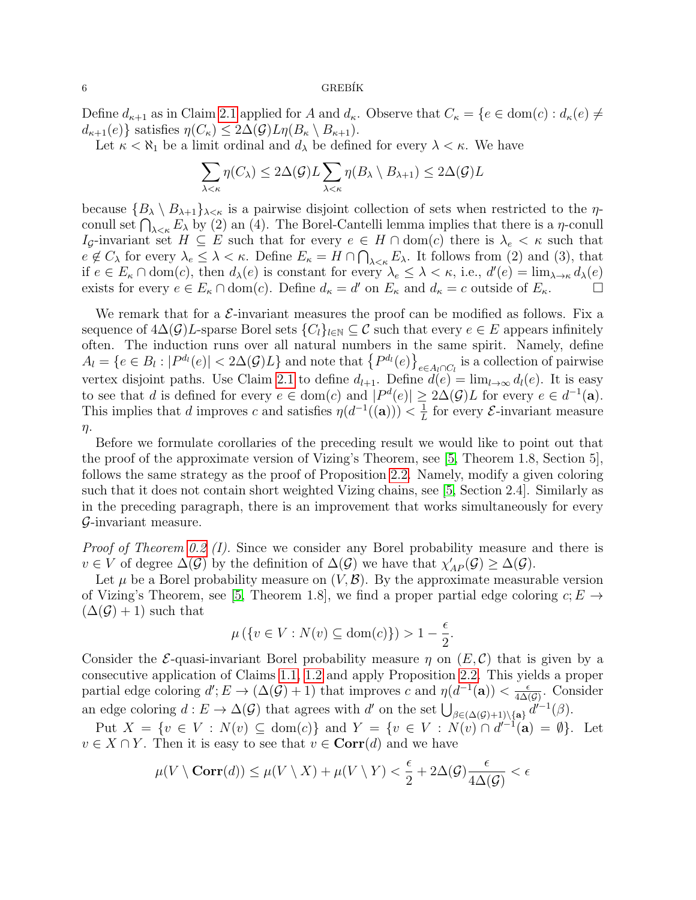Define $d_{\kappa+1}$ as in Claim 2.1 applied for $A$ and $d_\kappa$. Observe that $C_\kappa = \{e \in \operatorname{dom}(c) : d_\kappa(e) \neq d_{\kappa+1}(e)\}$ satisfies $\eta(C_\kappa) \leq 2\Delta(\mathcal{G})L\eta(B_\kappa \setminus B_{\kappa+1})$.

Let $\kappa < \aleph_1$ be a limit ordinal and $d_\lambda$ be defined for every $\lambda < \kappa$. We have

$$\sum_{\lambda<\kappa} \eta(C_\lambda) \leq 2\Delta(\mathcal{G})L \sum_{\lambda<\kappa} \eta(B_\lambda \setminus B_{\lambda+1}) \leq 2\Delta(\mathcal{G})L$$

because $\{B_\lambda \setminus B_{\lambda+1}\}_{\lambda<\kappa}$ is a pairwise disjoint collection of sets when restricted to the $\eta$-conull set $\bigcap_{\lambda<\kappa} E_\lambda$ by (2) an (4). The Borel-Cantelli lemma implies that there is a $\eta$-conull $I_{\mathcal{G}}$-invariant set $H \subseteq E$ such that for every $e \in H \cap \operatorname{dom}(c)$ there is $\lambda_e < \kappa$ such that $e \notin C_\lambda$ for every $\lambda_e \leq \lambda < \kappa$. Define $E_\kappa = H \cap \bigcap_{\lambda<\kappa} E_\lambda$. It follows from (2) and (3), that if $e \in E_\kappa \cap \operatorname{dom}(c)$, then $d_\lambda(e)$ is constant for every $\lambda_e \leq \lambda < \kappa$, i.e., $d'(e) = \lim_{\lambda\to\kappa} d_\lambda(e)$ exists for every $e \in E_\kappa \cap \operatorname{dom}(c)$. Define $d_\kappa = d'$ on $E_\kappa$ and $d_\kappa = c$ outside of $E_\kappa$. □

We remark that for a $\mathcal{E}$-invariant measures the proof can be modified as follows. Fix a sequence of $4\Delta(\mathcal{G})L$-sparse Borel sets $\{C_l\}_{l\in\mathbb{N}} \subseteq \mathcal{C}$ such that every $e \in E$ appears infinitely often. The induction runs over all natural numbers in the same spirit. Namely, define $A_l = \{e \in B_l : |P^{d_l}(e)| < 2\Delta(\mathcal{G})L\}$ and note that $\left\{P^{d_l}(e)\right\}_{e\in A_l\cap C_l}$ is a collection of pairwise vertex disjoint paths. Use Claim 2.1 to define $d_{l+1}$. Define $d(e) = \lim_{l\to\infty} d_l(e)$. It is easy to see that $d$ is defined for every $e \in \operatorname{dom}(c)$ and $|P^d(e)| \geq 2\Delta(\mathcal{G})L$ for every $e \in d^{-1}(\mathbf{a})$. This implies that $d$ improves $c$ and satisfies $\eta(d^{-1}((\mathbf{a}))) < \frac{1}{L}$ for every $\mathcal{E}$-invariant measure $\eta$.

Before we formulate corollaries of the preceding result we would like to point out that the proof of the approximate version of Vizing's Theorem, see [5, Theorem 1.8, Section 5], follows the same strategy as the proof of Proposition 2.2. Namely, modify a given coloring such that it does not contain short weighted Vizing chains, see [5, Section 2.4]. Similarly as in the preceding paragraph, there is an improvement that works simultaneously for every $\mathcal{G}$-invariant measure.

*Proof of Theorem 0.2 (I).* Since we consider any Borel probability measure and there is $v \in V$ of degree $\Delta(\mathcal{G})$ by the definition of $\Delta(\mathcal{G})$ we have that $\chi'_{AP}(\mathcal{G}) \geq \Delta(\mathcal{G})$.

Let $\mu$ be a Borel probability measure on $(V, \mathcal{B})$. By the approximate measurable version of Vizing's Theorem, see [5, Theorem 1.8], we find a proper partial edge coloring $c; E \to (\Delta(\mathcal{G}) + 1)$ such that

$$\mu\left(\{v \in V : N(v) \subseteq \operatorname{dom}(c)\}\right) > 1 - \frac{\epsilon}{2}.$$

Consider the $\mathcal{E}$-quasi-invariant Borel probability measure $\eta$ on $(E, \mathcal{C})$ that is given by a consecutive application of Claims 1.1, 1.2 and apply Proposition 2.2. This yields a proper partial edge coloring $d'; E \to (\Delta(\mathcal{G}) + 1)$ that improves $c$ and $\eta(d^{-1}(\mathbf{a})) < \frac{\epsilon}{4\Delta(\mathcal{G})}$. Consider an edge coloring $d : E \to \Delta(\mathcal{G})$ that agrees with $d'$ on the set $\bigcup_{\beta\in(\Delta(\mathcal{G})+1)\setminus\{\mathbf{a}\}} d'^{-1}(\beta)$.

Put $X = \{v \in V : N(v) \subseteq \operatorname{dom}(c)\}$ and $Y = \{v \in V : N(v) \cap d'^{-1}(\mathbf{a}) = \emptyset\}$. Let $v \in X \cap Y$. Then it is easy to see that $v \in \mathbf{Corr}(d)$ and we have

$$\mu(V \setminus \mathbf{Corr}(d)) \leq \mu(V \setminus X) + \mu(V \setminus Y) < \frac{\epsilon}{2} + 2\Delta(\mathcal{G})\frac{\epsilon}{4\Delta(\mathcal{G})} < \epsilon$$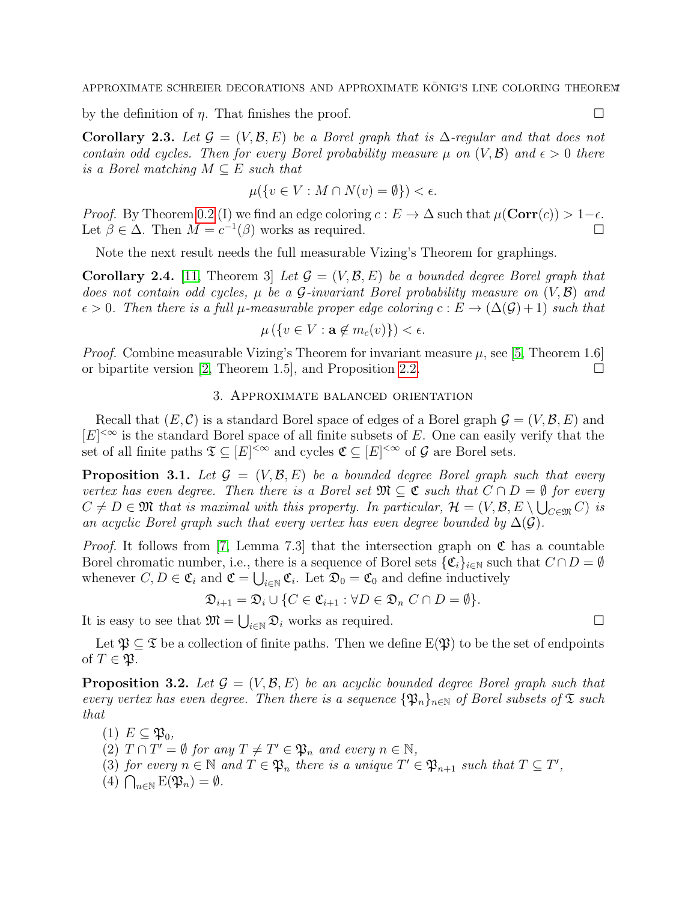by the definition of $\eta$. That finishes the proof. $\square$

**Corollary 2.3.** *Let $\mathcal{G} = (V, \mathcal{B}, E)$ be a Borel graph that is $\Delta$-regular and that does not contain odd cycles. Then for every Borel probability measure $\mu$ on $(V, \mathcal{B})$ and $\epsilon > 0$ there is a Borel matching $M \subseteq E$ such that*

$$\mu(\{v \in V : M \cap N(v) = \emptyset\}) < \epsilon.$$

*Proof.* By Theorem 0.2 (I) we find an edge coloring $c : E \to \Delta$ such that $\mu(\mathbf{Corr}(c)) > 1 - \epsilon$. Let $\beta \in \Delta$. Then $M = c^{-1}(\beta)$ works as required. $\square$

Note the next result needs the full measurable Vizing's Theorem for graphings.

**Corollary 2.4.** [11, Theorem 3] *Let $\mathcal{G} = (V, \mathcal{B}, E)$ be a bounded degree Borel graph that does not contain odd cycles, $\mu$ be a $\mathcal{G}$-invariant Borel probability measure on $(V, \mathcal{B})$ and $\epsilon > 0$. Then there is a full $\mu$-measurable proper edge coloring $c : E \to (\Delta(\mathcal{G}) + 1)$ such that*

$$\mu\left(\{v \in V : \mathbf{a} \notin m_c(v)\}\right) < \epsilon.$$

*Proof.* Combine measurable Vizing's Theorem for invariant measure $\mu$, see [5, Theorem 1.6] or bipartite version [2, Theorem 1.5], and Proposition 2.2. $\square$

## 3. Approximate balanced orientation

Recall that $(E, \mathcal{C})$ is a standard Borel space of edges of a Borel graph $\mathcal{G} = (V, \mathcal{B}, E)$ and $[E]^{<\infty}$ is the standard Borel space of all finite subsets of $E$. One can easily verify that the set of all finite paths $\mathfrak{T} \subseteq [E]^{<\infty}$ and cycles $\mathfrak{C} \subseteq [E]^{<\infty}$ of $\mathcal{G}$ are Borel sets.

**Proposition 3.1.** *Let $\mathcal{G} = (V, \mathcal{B}, E)$ be a bounded degree Borel graph such that every vertex has even degree. Then there is a Borel set $\mathfrak{M} \subseteq \mathfrak{C}$ such that $C \cap D = \emptyset$ for every $C \neq D \in \mathfrak{M}$ that is maximal with this property. In particular, $\mathcal{H} = (V, \mathcal{B}, E \setminus \bigcup_{C \in \mathfrak{M}} C)$ is an acyclic Borel graph such that every vertex has even degree bounded by $\Delta(\mathcal{G})$.*

*Proof.* It follows from [7, Lemma 7.3] that the intersection graph on $\mathfrak{C}$ has a countable Borel chromatic number, i.e., there is a sequence of Borel sets $\{\mathfrak{C}_i\}_{i \in \mathbb{N}}$ such that $C \cap D = \emptyset$ whenever $C, D \in \mathfrak{C}_i$ and $\mathfrak{C} = \bigcup_{i \in \mathbb{N}} \mathfrak{C}_i$. Let $\mathfrak{D}_0 = \mathfrak{C}_0$ and define inductively

$$\mathfrak{D}_{i+1} = \mathfrak{D}_i \cup \{C \in \mathfrak{C}_{i+1} : \forall D \in \mathfrak{D}_n \ C \cap D = \emptyset\}.$$

It is easy to see that $\mathfrak{M} = \bigcup_{i \in \mathbb{N}} \mathfrak{D}_i$ works as required. $\square$

Let $\mathfrak{P} \subseteq \mathfrak{T}$ be a collection of finite paths. Then we define $\mathrm{E}(\mathfrak{P})$ to be the set of endpoints of $T \in \mathfrak{P}$.

**Proposition 3.2.** *Let $\mathcal{G} = (V, \mathcal{B}, E)$ be an acyclic bounded degree Borel graph such that every vertex has even degree. Then there is a sequence $\{\mathfrak{P}_n\}_{n \in \mathbb{N}}$ of Borel subsets of $\mathfrak{T}$ such that*

1. *$E \subseteq \mathfrak{P}_0$,*
2. *$T \cap T' = \emptyset$ for any $T \neq T' \in \mathfrak{P}_n$ and every $n \in \mathbb{N}$,*
3. *for every $n \in \mathbb{N}$ and $T \in \mathfrak{P}_n$ there is a unique $T' \in \mathfrak{P}_{n+1}$ such that $T \subseteq T'$,*
4. *$\bigcap_{n \in \mathbb{N}} \mathrm{E}(\mathfrak{P}_n) = \emptyset$.*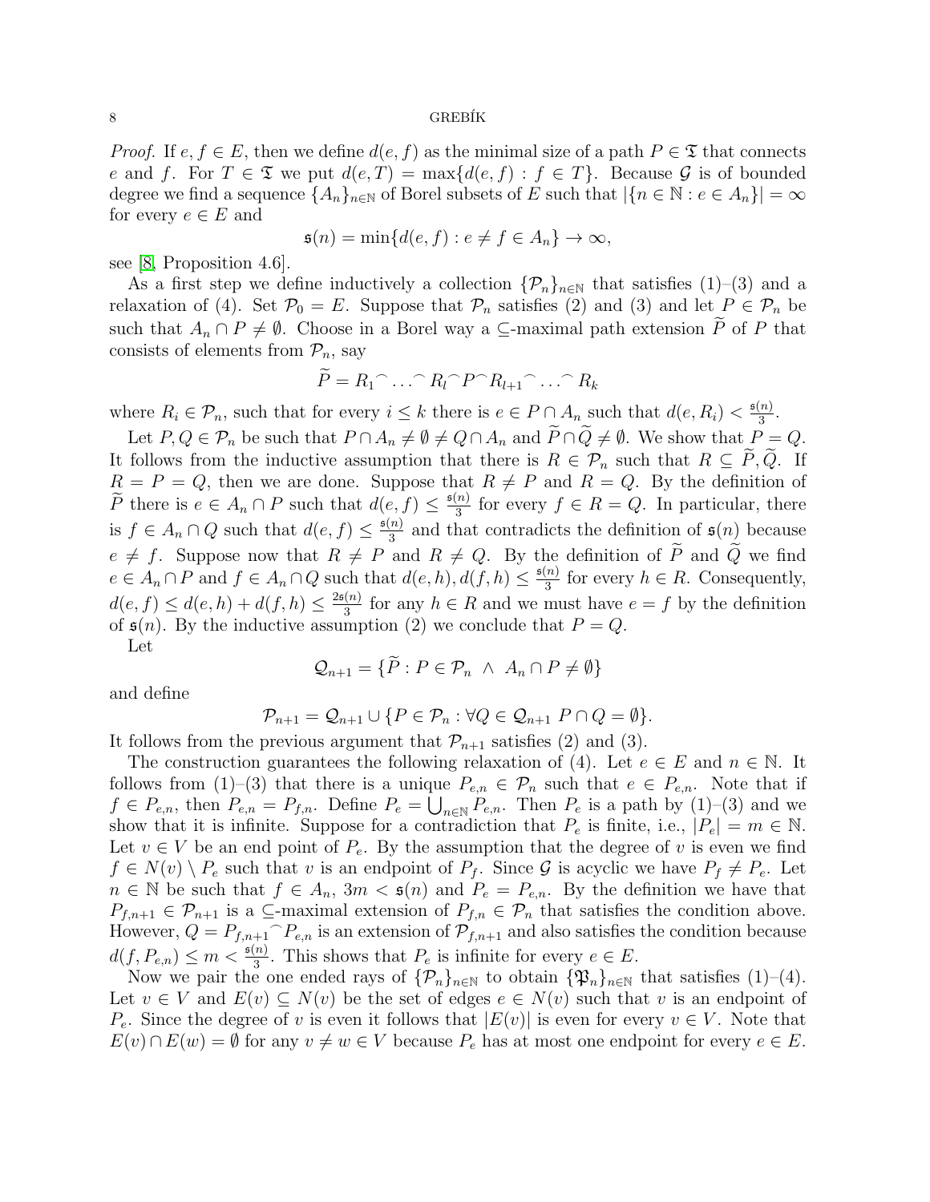*Proof.* If $e, f \in E$, then we define $d(e,f)$ as the minimal size of a path $P \in \mathfrak{T}$ that connects $e$ and $f$. For $T \in \mathfrak{T}$ we put $d(e,T) = \max\{d(e,f) : f \in T\}$. Because $\mathcal{G}$ is of bounded degree we find a sequence $\{A_n\}_{n\in\mathbb{N}}$ of Borel subsets of $E$ such that $|\{n \in \mathbb{N} : e \in A_n\}| = \infty$ for every $e \in E$ and

$$\mathfrak{s}(n) = \min\{d(e,f) : e \neq f \in A_n\} \to \infty,$$

see [8, Proposition 4.6].

As a first step we define inductively a collection $\{\mathcal{P}_n\}_{n\in\mathbb{N}}$ that satisfies (1)–(3) and a relaxation of (4). Set $\mathcal{P}_0 = E$. Suppose that $\mathcal{P}_n$ satisfies (2) and (3) and let $P \in \mathcal{P}_n$ be such that $A_n \cap P \neq \emptyset$. Choose in a Borel way a $\subseteq$-maximal path extension $\widetilde{P}$ of $P$ that consists of elements from $\mathcal{P}_n$, say

$$\widetilde{P} = R_1{}^\frown \dots {}^\frown R_l{}^\frown P^\frown R_{l+1}{}^\frown \dots {}^\frown R_k$$

where $R_i \in \mathcal{P}_n$, such that for every $i \leq k$ there is $e \in P \cap A_n$ such that $d(e, R_i) < \frac{\mathfrak{s}(n)}{3}$.

Let $P, Q \in \mathcal{P}_n$ be such that $P \cap A_n \neq \emptyset \neq Q \cap A_n$ and $\widetilde{P} \cap \widetilde{Q} \neq \emptyset$. We show that $P = Q$. It follows from the inductive assumption that there is $R \in \mathcal{P}_n$ such that $R \subseteq \widetilde{P}, \widetilde{Q}$. If $R = P = Q$, then we are done. Suppose that $R \neq P$ and $R = Q$. By the definition of $\widetilde{P}$ there is $e \in A_n \cap P$ such that $d(e,f) \leq \frac{\mathfrak{s}(n)}{3}$ for every $f \in R = Q$. In particular, there is $f \in A_n \cap Q$ such that $d(e,f) \leq \frac{\mathfrak{s}(n)}{3}$ and that contradicts the definition of $\mathfrak{s}(n)$ because $e \neq f$. Suppose now that $R \neq P$ and $R \neq Q$. By the definition of $\widetilde{P}$ and $\widetilde{Q}$ we find $e \in A_n \cap P$ and $f \in A_n \cap Q$ such that $d(e,h), d(f,h) \leq \frac{\mathfrak{s}(n)}{3}$ for every $h \in R$. Consequently, $d(e,f) \leq d(e,h) + d(f,h) \leq \frac{2\mathfrak{s}(n)}{3}$ for any $h \in R$ and we must have $e = f$ by the definition of $\mathfrak{s}(n)$. By the inductive assumption (2) we conclude that $P = Q$.

Let

$$\mathcal{Q}_{n+1} = \{\widetilde{P} : P \in \mathcal{P}_n \ \wedge \ A_n \cap P \neq \emptyset\}$$

and define

$$\mathcal{P}_{n+1} = \mathcal{Q}_{n+1} \cup \{P \in \mathcal{P}_n : \forall Q \in \mathcal{Q}_{n+1} \ P \cap Q = \emptyset\}.$$

It follows from the previous argument that $\mathcal{P}_{n+1}$ satisfies (2) and (3).

The construction guarantees the following relaxation of (4). Let $e \in E$ and $n \in \mathbb{N}$. It follows from (1)–(3) that there is a unique $P_{e,n} \in \mathcal{P}_n$ such that $e \in P_{e,n}$. Note that if $f \in P_{e,n}$, then $P_{e,n} = P_{f,n}$. Define $P_e = \bigcup_{n\in\mathbb{N}} P_{e,n}$. Then $P_e$ is a path by (1)–(3) and we show that it is infinite. Suppose for a contradiction that $P_e$ is finite, i.e., $|P_e| = m \in \mathbb{N}$. Let $v \in V$ be an end point of $P_e$. By the assumption that the degree of $v$ is even we find $f \in N(v) \setminus P_e$ such that $v$ is an endpoint of $P_f$. Since $\mathcal{G}$ is acyclic we have $P_f \neq P_e$. Let $n \in \mathbb{N}$ be such that $f \in A_n$, $3m < \mathfrak{s}(n)$ and $P_e = P_{e,n}$. By the definition we have that $P_{f,n+1} \in \mathcal{P}_{n+1}$ is a $\subseteq$-maximal extension of $P_{f,n} \in \mathcal{P}_n$ that satisfies the condition above. However, $Q = P_{f,n+1}{}^\frown P_{e,n}$ is an extension of $\mathcal{P}_{f,n+1}$ and also satisfies the condition because $d(f, P_{e,n}) \leq m < \frac{\mathfrak{s}(n)}{3}$. This shows that $P_e$ is infinite for every $e \in E$.

Now we pair the one ended rays of $\{\mathcal{P}_n\}_{n\in\mathbb{N}}$ to obtain $\{\mathfrak{P}_n\}_{n\in\mathbb{N}}$ that satisfies (1)–(4). Let $v \in V$ and $E(v) \subseteq N(v)$ be the set of edges $e \in N(v)$ such that $v$ is an endpoint of $P_e$. Since the degree of $v$ is even it follows that $|E(v)|$ is even for every $v \in V$. Note that $E(v) \cap E(w) = \emptyset$ for any $v \neq w \in V$ because $P_e$ has at most one endpoint for every $e \in E$.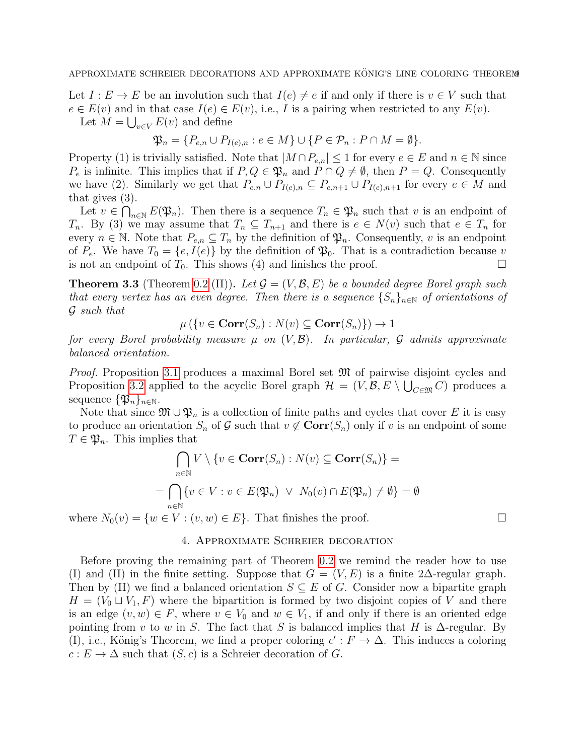Let $I : E \to E$ be an involution such that $I(e) \neq e$ if and only if there is $v \in V$ such that $e \in E(v)$ and in that case $I(e) \in E(v)$, i.e., $I$ is a pairing when restricted to any $E(v)$.

Let $M = \bigcup_{v \in V} E(v)$ and define

$$\mathfrak{P}_n = \{P_{e,n} \cup P_{I(e),n} : e \in M\} \cup \{P \in \mathcal{P}_n : P \cap M = \emptyset\}.$$

Property (1) is trivially satisfied. Note that $|M \cap P_{e,n}| \leq 1$ for every $e \in E$ and $n \in \mathbb{N}$ since $P_e$ is infinite. This implies that if $P, Q \in \mathfrak{P}_n$ and $P \cap Q \neq \emptyset$, then $P = Q$. Consequently we have (2). Similarly we get that $P_{e,n} \cup P_{I(e),n} \subseteq P_{e,n+1} \cup P_{I(e),n+1}$ for every $e \in M$ and that gives (3).

Let $v \in \bigcap_{n \in \mathbb{N}} E(\mathfrak{P}_n)$. Then there is a sequence $T_n \in \mathfrak{P}_n$ such that $v$ is an endpoint of $T_n$. By (3) we may assume that $T_n \subseteq T_{n+1}$ and there is $e \in N(v)$ such that $e \in T_n$ for every $n \in \mathbb{N}$. Note that $P_{e,n} \subseteq T_n$ by the definition of $\mathfrak{P}_n$. Consequently, $v$ is an endpoint of $P_e$. We have $T_0 = \{e, I(e)\}$ by the definition of $\mathfrak{P}_0$. That is a contradiction because $v$ is not an endpoint of $T_0$. This shows (4) and finishes the proof. $\square$

**Theorem 3.3** (Theorem 0.2 (II))**.** *Let $\mathcal{G} = (V, \mathcal{B}, E)$ be a bounded degree Borel graph such that every vertex has an even degree. Then there is a sequence $\{S_n\}_{n \in \mathbb{N}}$ of orientations of $\mathcal{G}$ such that*

$$\mu\left(\{v \in \mathbf{Corr}(S_n) : N(v) \subseteq \mathbf{Corr}(S_n)\}\right) \to 1$$

*for every Borel probability measure $\mu$ on $(V, \mathcal{B})$. In particular, $\mathcal{G}$ admits approximate balanced orientation.*

*Proof.* Proposition 3.1 produces a maximal Borel set $\mathfrak{M}$ of pairwise disjoint cycles and Proposition 3.2 applied to the acyclic Borel graph $\mathcal{H} = (V, \mathcal{B}, E \setminus \bigcup_{C \in \mathfrak{M}} C)$ produces a sequence $\{\mathfrak{P}_n\}_{n \in \mathbb{N}}$.

Note that since $\mathfrak{M} \cup \mathfrak{P}_n$ is a collection of finite paths and cycles that cover $E$ it is easy to produce an orientation $S_n$ of $\mathcal{G}$ such that $v \notin \mathbf{Corr}(S_n)$ only if $v$ is an endpoint of some $T \in \mathfrak{P}_n$. This implies that

$$\bigcap_{n \in \mathbb{N}} V \setminus \{v \in \mathbf{Corr}(S_n) : N(v) \subseteq \mathbf{Corr}(S_n)\} =$$

$$= \bigcap_{n \in \mathbb{N}} \{v \in V : v \in E(\mathfrak{P}_n) \ \vee \ N_0(v) \cap E(\mathfrak{P}_n) \neq \emptyset\} = \emptyset$$

where $N_0(v) = \{w \in V : (v, w) \in E\}$. That finishes the proof. $\square$

## 4. Approximate Schreier decoration

Before proving the remaining part of Theorem 0.2 we remind the reader how to use (I) and (II) in the finite setting. Suppose that $G = (V, E)$ is a finite $2\Delta$-regular graph. Then by (II) we find a balanced orientation $S \subseteq E$ of $G$. Consider now a bipartite graph $H = (V_0 \sqcup V_1, F)$ where the bipartition is formed by two disjoint copies of $V$ and there is an edge $(v, w) \in F$, where $v \in V_0$ and $w \in V_1$, if and only if there is an oriented edge pointing from $v$ to $w$ in $S$. The fact that $S$ is balanced implies that $H$ is $\Delta$-regular. By (I), i.e., König's Theorem, we find a proper coloring $c' : F \to \Delta$. This induces a coloring $c : E \to \Delta$ such that $(S, c)$ is a Schreier decoration of $G$.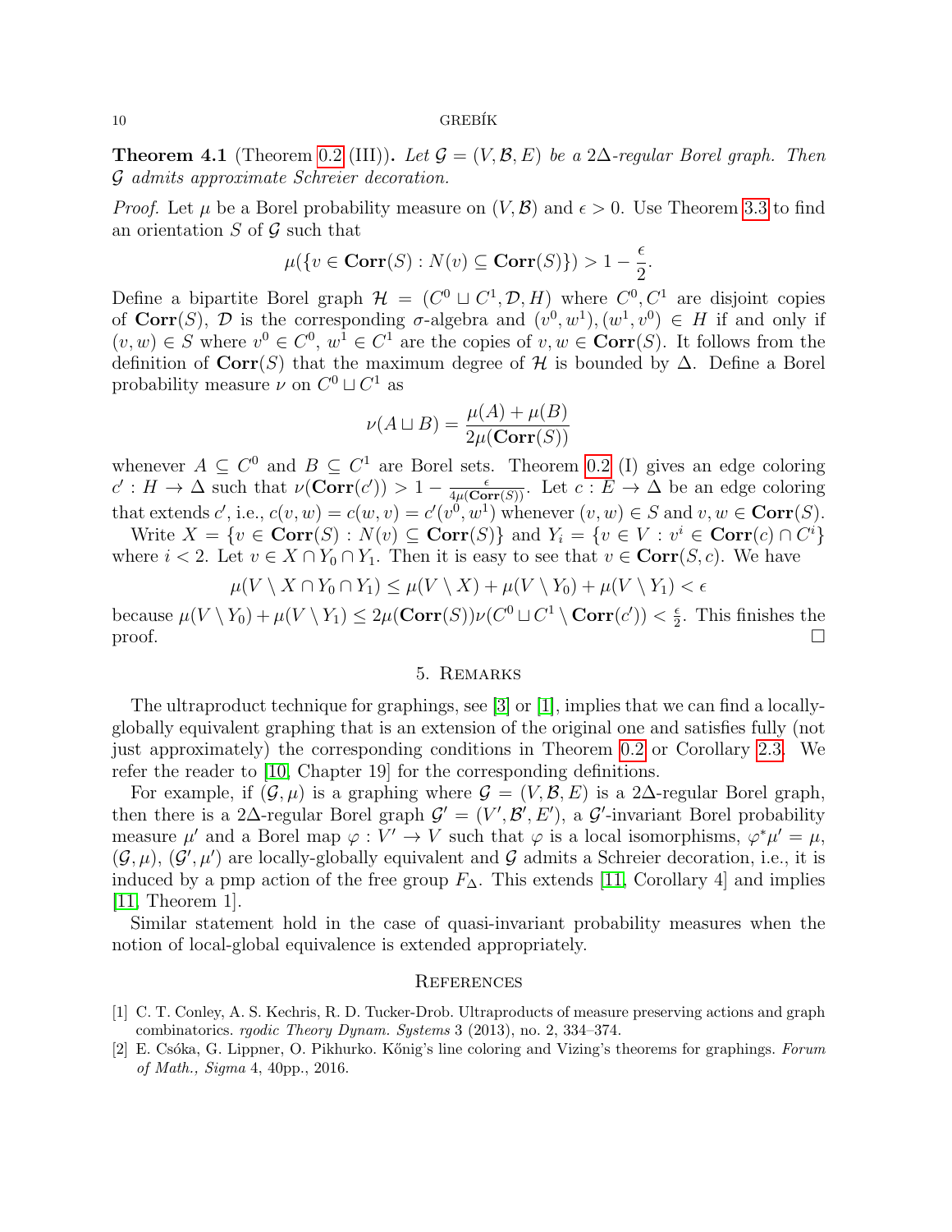**Theorem 4.1** (Theorem 0.2 (III))**.** *Let $\mathcal{G} = (V, \mathcal{B}, E)$ be a $2\Delta$-regular Borel graph. Then $\mathcal{G}$ admits approximate Schreier decoration.*

*Proof.* Let $\mu$ be a Borel probability measure on $(V, \mathcal{B})$ and $\epsilon > 0$. Use Theorem 3.3 to find an orientation $S$ of $\mathcal{G}$ such that

$$\mu(\{v \in \mathbf{Corr}(S) : N(v) \subseteq \mathbf{Corr}(S)\}) > 1 - \frac{\epsilon}{2}.$$

Define a bipartite Borel graph $\mathcal{H} = (C^0 \sqcup C^1, \mathcal{D}, H)$ where $C^0, C^1$ are disjoint copies of $\mathbf{Corr}(S)$, $\mathcal{D}$ is the corresponding $\sigma$-algebra and $(v^0, w^1), (w^1, v^0) \in H$ if and only if $(v, w) \in S$ where $v^0 \in C^0$, $w^1 \in C^1$ are the copies of $v, w \in \mathbf{Corr}(S)$. It follows from the definition of $\mathbf{Corr}(S)$ that the maximum degree of $\mathcal{H}$ is bounded by $\Delta$. Define a Borel probability measure $\nu$ on $C^0 \sqcup C^1$ as

$$\nu(A \sqcup B) = \frac{\mu(A) + \mu(B)}{2\mu(\mathbf{Corr}(S))}$$

whenever $A \subseteq C^0$ and $B \subseteq C^1$ are Borel sets. Theorem 0.2 (I) gives an edge coloring $c' : H \to \Delta$ such that $\nu(\mathbf{Corr}(c')) > 1 - \frac{\epsilon}{4\mu(\mathbf{Corr}(S))}$. Let $c : E \to \Delta$ be an edge coloring that extends $c'$, i.e., $c(v, w) = c(w, v) = c'(v^0, w^1)$ whenever $(v, w) \in S$ and $v, w \in \mathbf{Corr}(S)$.

Write $X = \{v \in \mathbf{Corr}(S) : N(v) \subseteq \mathbf{Corr}(S)\}$ and $Y_i = \{v \in V : v^i \in \mathbf{Corr}(c) \cap C^i\}$ where $i < 2$. Let $v \in X \cap Y_0 \cap Y_1$. Then it is easy to see that $v \in \mathbf{Corr}(S, c)$. We have

$$\mu(V \setminus X \cap Y_0 \cap Y_1) \leq \mu(V \setminus X) + \mu(V \setminus Y_0) + \mu(V \setminus Y_1) < \epsilon$$

because $\mu(V \setminus Y_0) + \mu(V \setminus Y_1) \leq 2\mu(\mathbf{Corr}(S))\nu(C^0 \sqcup C^1 \setminus \mathbf{Corr}(c')) < \frac{\epsilon}{2}$. This finishes the proof. $\square$

## 5. Remarks

The ultraproduct technique for graphings, see [3] or [1], implies that we can find a locally-globally equivalent graphing that is an extension of the original one and satisfies fully (not just approximately) the corresponding conditions in Theorem 0.2 or Corollary 2.3. We refer the reader to [10, Chapter 19] for the corresponding definitions.

For example, if $(\mathcal{G}, \mu)$ is a graphing where $\mathcal{G} = (V, \mathcal{B}, E)$ is a $2\Delta$-regular Borel graph, then there is a $2\Delta$-regular Borel graph $\mathcal{G}' = (V', \mathcal{B}', E')$, a $\mathcal{G}'$-invariant Borel probability measure $\mu'$ and a Borel map $\varphi : V' \to V$ such that $\varphi$ is a local isomorphisms, $\varphi^* \mu' = \mu$, $(\mathcal{G}, \mu)$, $(\mathcal{G}', \mu')$ are locally-globally equivalent and $\mathcal{G}$ admits a Schreier decoration, i.e., it is induced by a pmp action of the free group $F_\Delta$. This extends [11, Corollary 4] and implies [11, Theorem 1].

Similar statement hold in the case of quasi-invariant probability measures when the notion of local-global equivalence is extended appropriately.

## References

[1] C. T. Conley, A. S. Kechris, R. D. Tucker-Drob. Ultraproducts of measure preserving actions and graph combinatorics. *rgodic Theory Dynam. Systems* 3 (2013), no. 2, 334–374.

[2] E. Csóka, G. Lippner, O. Pikhurko. Kőnig's line coloring and Vizing's theorems for graphings. *Forum of Math., Sigma* 4, 40pp., 2016.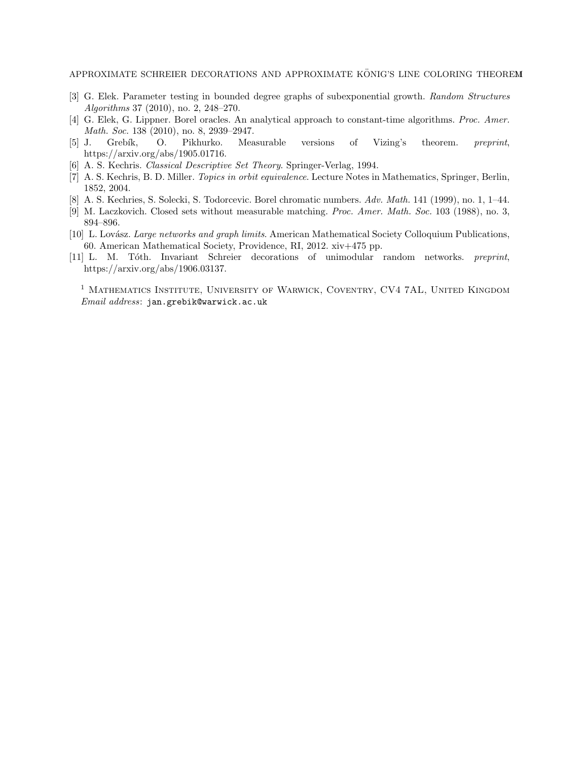[3] G. Elek. Parameter testing in bounded degree graphs of subexponential growth. *Random Structures Algorithms* 37 (2010), no. 2, 248–270.

[4] G. Elek, G. Lippner. Borel oracles. An analytical approach to constant-time algorithms. *Proc. Amer. Math. Soc.* 138 (2010), no. 8, 2939–2947.

[5] J. Grebík, O. Pikhurko. Measurable versions of Vizing's theorem. *preprint*, https://arxiv.org/abs/1905.01716.

[6] A. S. Kechris. *Classical Descriptive Set Theory*. Springer-Verlag, 1994.

[7] A. S. Kechris, B. D. Miller. *Topics in orbit equivalence*. Lecture Notes in Mathematics, Springer, Berlin, 1852, 2004.

[8] A. S. Kechries, S. Solecki, S. Todorcevic. Borel chromatic numbers. *Adv. Math.* 141 (1999), no. 1, 1–44.

[9] M. Laczkovich. Closed sets without measurable matching. *Proc. Amer. Math. Soc.* 103 (1988), no. 3, 894–896.

[10] L. Lovász. *Large networks and graph limits*. American Mathematical Society Colloquium Publications, 60. American Mathematical Society, Providence, RI, 2012. xiv+475 pp.

[11] L. M. Tóth. Invariant Schreier decorations of unimodular random networks. *preprint*, https://arxiv.org/abs/1906.03137.

[1] Mathematics Institute, University of Warwick, Coventry, CV4 7AL, United Kingdom
*Email address*: jan.grebik@warwick.ac.uk